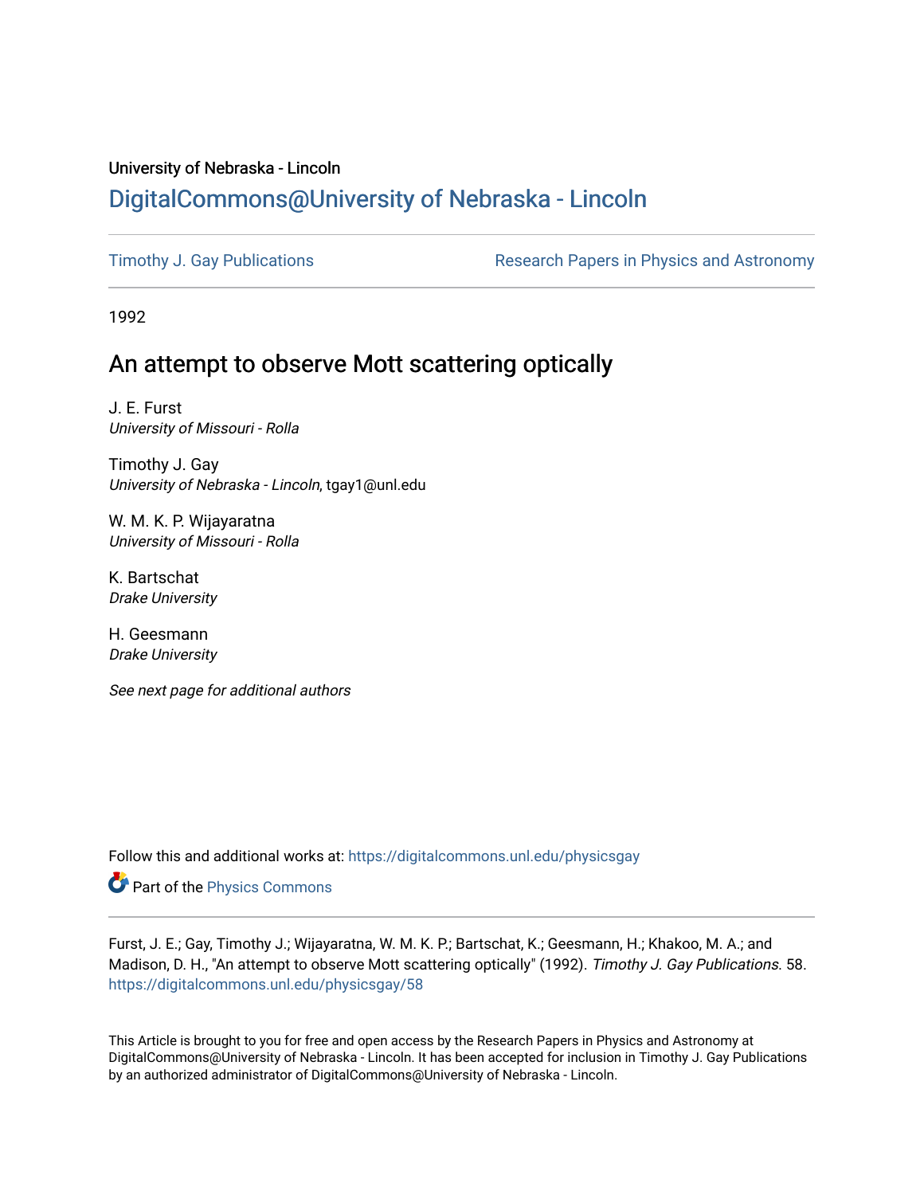University of Nebraska - Lincoln

# DigitalCommons@University of Nebraska - Lincoln

Timothy J. Gay Publications | Research Papers in Physics and Astronomy

1992

## An attempt to observe Mott scattering optically

J. E. Furst
*University of Missouri - Rolla*

Timothy J. Gay
*University of Nebraska - Lincoln*, tgay1@unl.edu

W. M. K. P. Wijayaratna
*University of Missouri - Rolla*

K. Bartschat
*Drake University*

H. Geesmann
*Drake University*

*See next page for additional authors*

Follow this and additional works at: https://digitalcommons.unl.edu/physicsgay

Part of the Physics Commons

Furst, J. E.; Gay, Timothy J.; Wijayaratna, W. M. K. P.; Bartschat, K.; Geesmann, H.; Khakoo, M. A.; and Madison, D. H., "An attempt to observe Mott scattering optically" (1992). *Timothy J. Gay Publications*. 58.
https://digitalcommons.unl.edu/physicsgay/58

This Article is brought to you for free and open access by the Research Papers in Physics and Astronomy at DigitalCommons@University of Nebraska - Lincoln. It has been accepted for inclusion in Timothy J. Gay Publications by an authorized administrator of DigitalCommons@University of Nebraska - Lincoln.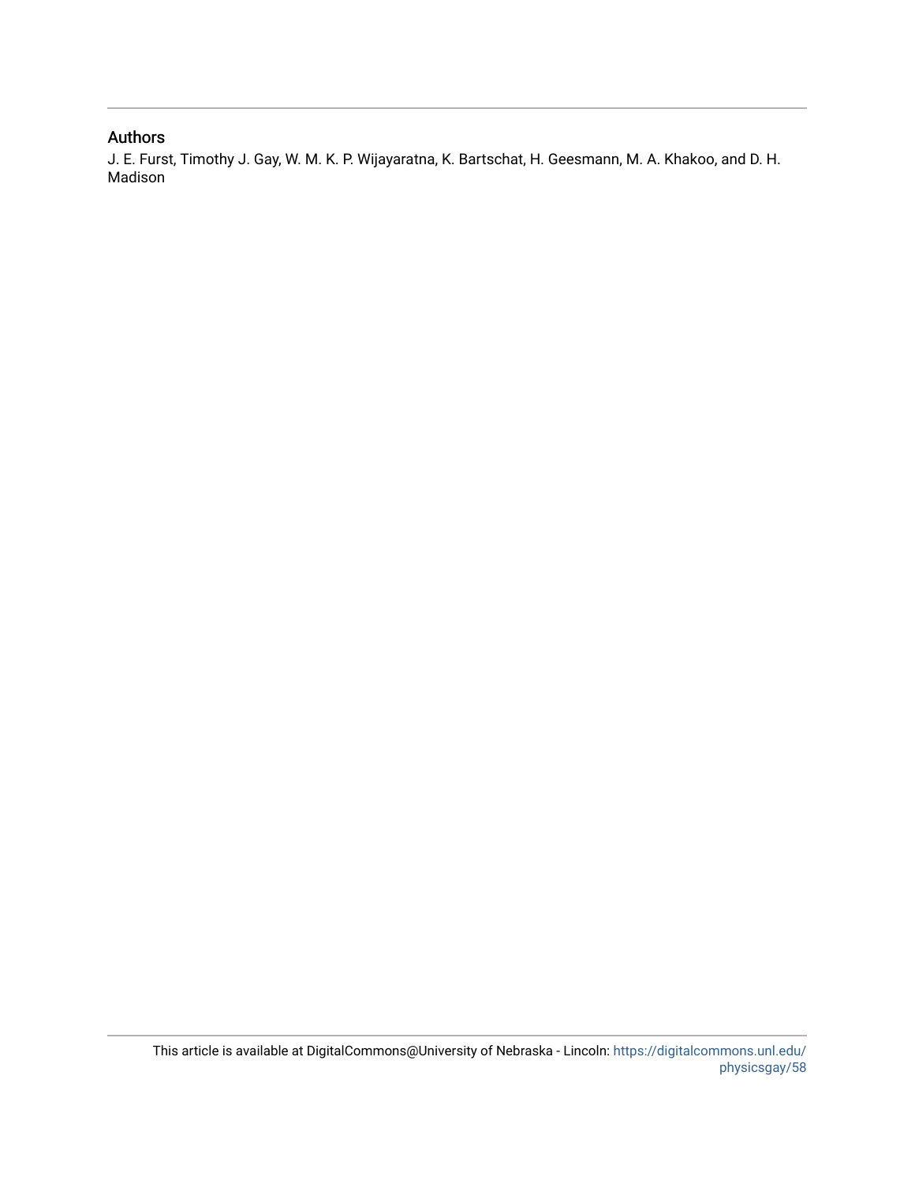## Authors

J. E. Furst, Timothy J. Gay, W. M. K. P. Wijayaratna, K. Bartschat, H. Geesmann, M. A. Khakoo, and D. H. Madison

This article is available at DigitalCommons@University of Nebraska - Lincoln: https://digitalcommons.unl.edu/physicsgay/58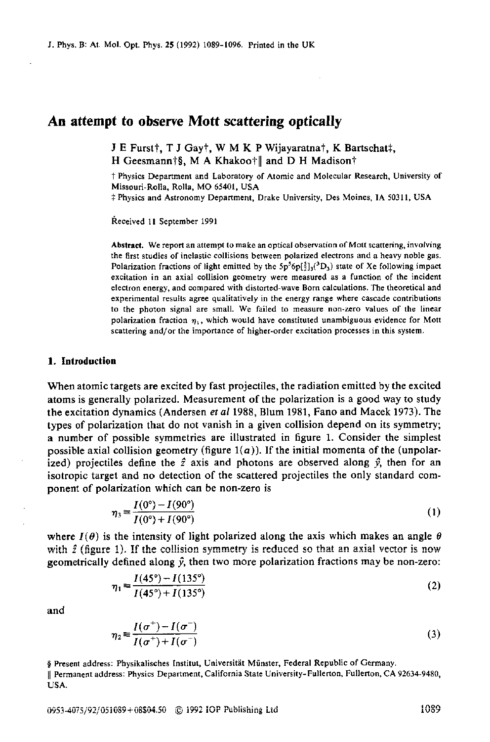# An attempt to observe Mott scattering optically

J E Furst†, T J Gay†, W M K P Wijayaratna†, K Bartschat‡, H Geesmann†§, M A Khakoo†‖ and D H Madison†

† Physics Department and Laboratory of Atomic and Molecular Research, University of Missouri-Rolla, Rolla, MO 65401, USA

‡ Physics and Astronomy Department, Drake University, Des Moines, IA 50311, USA

Received 11 September 1991

**Abstract.** We report an attempt to make an optical observation of Mott scattering, involving the first studies of inelastic collisions between polarized electrons and a heavy noble gas. Polarization fractions of light emitted by the $5p^5 6p[\frac{5}{2}]_3(^3D_3)$ state of Xe following impact excitation in an axial collision geometry were measured as a function of the incident electron energy, and compared with distorted-wave Born calculations. The theoretical and experimental results agree qualitatively in the energy range where cascade contributions to the photon signal are small. We failed to measure non-zero values of the linear polarization fraction $\eta_1$, which would have constituted unambiguous evidence for Mott scattering and/or the importance of higher-order excitation processes in this system.

## 1. Introduction

When atomic targets are excited by fast projectiles, the radiation emitted by the excited atoms is generally polarized. Measurement of the polarization is a good way to study the excitation dynamics (Andersen *et al* 1988, Blum 1981, Fano and Macek 1973). The types of polarization that do not vanish in a given collision depend on its symmetry; a number of possible symmetries are illustrated in figure 1. Consider the simplest possible axial collision geometry (figure 1(*a*)). If the initial momenta of the (unpolarized) projectiles define the $\hat{z}$ axis and photons are observed along $\hat{y}$, then for an isotropic target and no detection of the scattered projectiles the only standard component of polarization which can be non-zero is

$$\eta_3 \equiv \frac{I(0°) - I(90°)}{I(0°) + I(90°)} \tag{1}$$

where $I(\theta)$ is the intensity of light polarized along the axis which makes an angle $\theta$ with $\hat{z}$ (figure 1). If the collision symmetry is reduced so that an axial vector is now geometrically defined along $\hat{y}$, then two more polarization fractions may be non-zero:

$$\eta_1 \equiv \frac{I(45°) - I(135°)}{I(45°) + I(135°)} \tag{2}$$

and

$$\eta_2 \equiv \frac{I(\sigma^+) - I(\sigma^-)}{I(\sigma^+) + I(\sigma^-)} \tag{3}$$

§ Present address: Physikalisches Institut, Universität Münster, Federal Republic of Germany.

‖ Permanent address: Physics Department, California State University-Fullerton, Fullerton, CA 92634-9480, USA.

0953-4075/92/051089+08$04.50 © 1992 IOP Publishing Ltd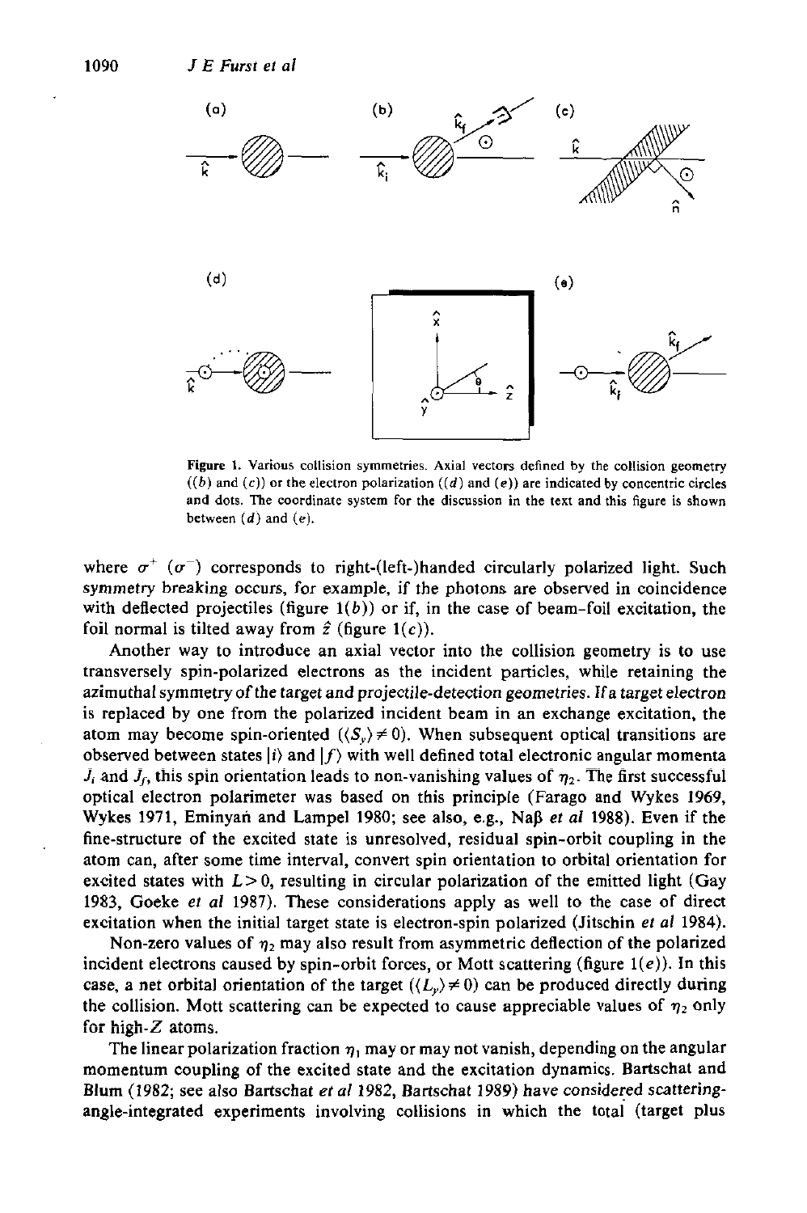**Figure 1.** Various collision symmetries. Axial vectors defined by the collision geometry ((*b*) and (*c*)) or the electron polarization ((*d*) and (*e*)) are indicated by concentric circles and dots. The coordinate system for the discussion in the text and this figure is shown between (*d*) and (*e*).

where $\sigma^+$ ($\sigma^-$) corresponds to right-(left-)handed circularly polarized light. Such symmetry breaking occurs, for example, if the photons are observed in coincidence with deflected projectiles (figure 1(*b*)) or if, in the case of beam-foil excitation, the foil normal is tilted away from $\hat{z}$ (figure 1(*c*)).

Another way to introduce an axial vector into the collision geometry is to use transversely spin-polarized electrons as the incident particles, while retaining the azimuthal symmetry of the target and projectile-detection geometries. If a target electron is replaced by one from the polarized incident beam in an exchange excitation, the atom may become spin-oriented ($\langle S_y \rangle \neq 0$). When subsequent optical transitions are observed between states $|i\rangle$ and $|f\rangle$ with well defined total electronic angular momenta $J_i$ and $J_f$, this spin orientation leads to non-vanishing values of $\eta_2$. The first successful optical electron polarimeter was based on this principle (Farago and Wykes 1969, Wykes 1971, Eminyan and Lampel 1980; see also, e.g., Naß *et al* 1988). Even if the fine-structure of the excited state is unresolved, residual spin-orbit coupling in the atom can, after some time interval, convert spin orientation to orbital orientation for excited states with $L > 0$, resulting in circular polarization of the emitted light (Gay 1983, Goeke *et al* 1987). These considerations apply as well to the case of direct excitation when the initial target state is electron-spin polarized (Jitschin *et al* 1984).

Non-zero values of $\eta_2$ may also result from asymmetric deflection of the polarized incident electrons caused by spin-orbit forces, or Mott scattering (figure 1(*e*)). In this case, a net orbital orientation of the target ($\langle L_y \rangle \neq 0$) can be produced directly during the collision. Mott scattering can be expected to cause appreciable values of $\eta_2$ only for high-$Z$ atoms.

The linear polarization fraction $\eta_1$ may or may not vanish, depending on the angular momentum coupling of the excited state and the excitation dynamics. Bartschat and Blum (1982; see also Bartschat *et al* 1982, Bartschat 1989) have considered scattering-angle-integrated experiments involving collisions in which the total (target plus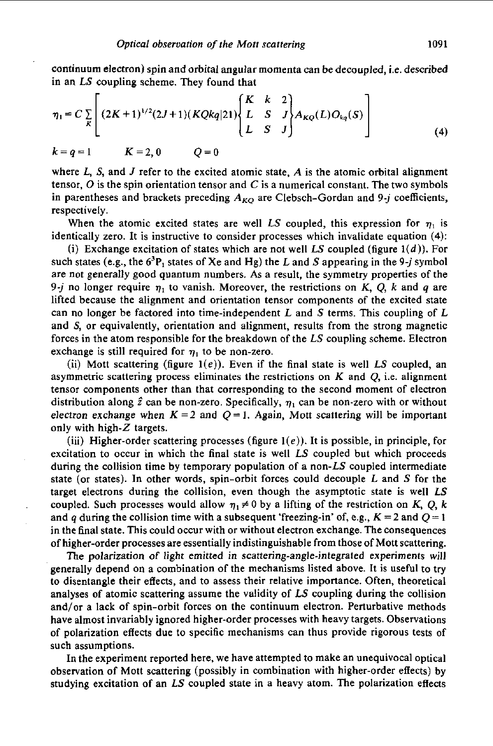continuum electron) spin and orbital angular momenta can be decoupled, i.e. described in an $LS$ coupling scheme. They found that

$$\eta_1 = C \sum_K \left[ (2K+1)^{1/2}(2J+1)(KQkq|21) \begin{Bmatrix} K & k & 2 \\ L & S & J \\ L & S & J \end{Bmatrix} A_{KQ}(L) O_{kq}(S) \right] \tag{4}$$

$$k = q = 1 \qquad K = 2, 0 \qquad Q = 0$$

where $L$, $S$, and $J$ refer to the excited atomic state, $A$ is the atomic orbital alignment tensor, $O$ is the spin orientation tensor and $C$ is a numerical constant. The two symbols in parentheses and brackets preceding $A_{KQ}$ are Clebsch–Gordan and 9-$j$ coefficients, respectively.

When the atomic excited states are well $LS$ coupled, this expression for $\eta_1$ is identically zero. It is instructive to consider processes which invalidate equation (4):

(i) Exchange excitation of states which are not well $LS$ coupled (figure 1($d$)). For such states (e.g., the $6^3P_1$ states of Xe and Hg) the $L$ and $S$ appearing in the 9-$j$ symbol are not generally good quantum numbers. As a result, the symmetry properties of the 9-$j$ no longer require $\eta_1$ to vanish. Moreover, the restrictions on $K$, $Q$, $k$ and $q$ are lifted because the alignment and orientation tensor components of the excited state can no longer be factored into time-independent $L$ and $S$ terms. This coupling of $L$ and $S$, or equivalently, orientation and alignment, results from the strong magnetic forces in the atom responsible for the breakdown of the $LS$ coupling scheme. Electron exchange is still required for $\eta_1$ to be non-zero.

(ii) Mott scattering (figure 1($e$)). Even if the final state is well $LS$ coupled, an asymmetric scattering process eliminates the restrictions on $K$ and $Q$, i.e. alignment tensor components other than that corresponding to the second moment of electron distribution along $\hat{z}$ can be non-zero. Specifically, $\eta_1$ can be non-zero with or without electron exchange when $K = 2$ and $Q = 1$. Again, Mott scattering will be important only with high-$Z$ targets.

(iii) Higher-order scattering processes (figure 1($e$)). It is possible, in principle, for excitation to occur in which the final state is well $LS$ coupled but which proceeds during the collision time by temporary population of a non-$LS$ coupled intermediate state (or states). In other words, spin–orbit forces could decouple $L$ and $S$ for the target electrons during the collision, even though the asymptotic state is well $LS$ coupled. Such processes would allow $\eta_1 \neq 0$ by a lifting of the restriction on $K$, $Q$, $k$ and $q$ during the collision time with a subsequent 'freezing-in' of, e.g., $K = 2$ and $Q = 1$ in the final state. This could occur with or without electron exchange. The consequences of higher-order processes are essentially indistinguishable from those of Mott scattering.

*The polarization of light emitted in scattering-angle-integrated experiments will* generally depend on a combination of the mechanisms listed above. It is useful to try to disentangle their effects, and to assess their relative importance. Often, theoretical analyses of atomic scattering assume the validity of $LS$ coupling during the collision and/or a lack of spin–orbit forces on the continuum electron. Perturbative methods have almost invariably ignored higher-order processes with heavy targets. Observations of polarization effects due to specific mechanisms can thus provide rigorous tests of such assumptions.

In the experiment reported here, we have attempted to make an unequivocal optical observation of Mott scattering (possibly in combination with higher-order effects) by studying excitation of an $LS$ coupled state in a heavy atom. The polarization effects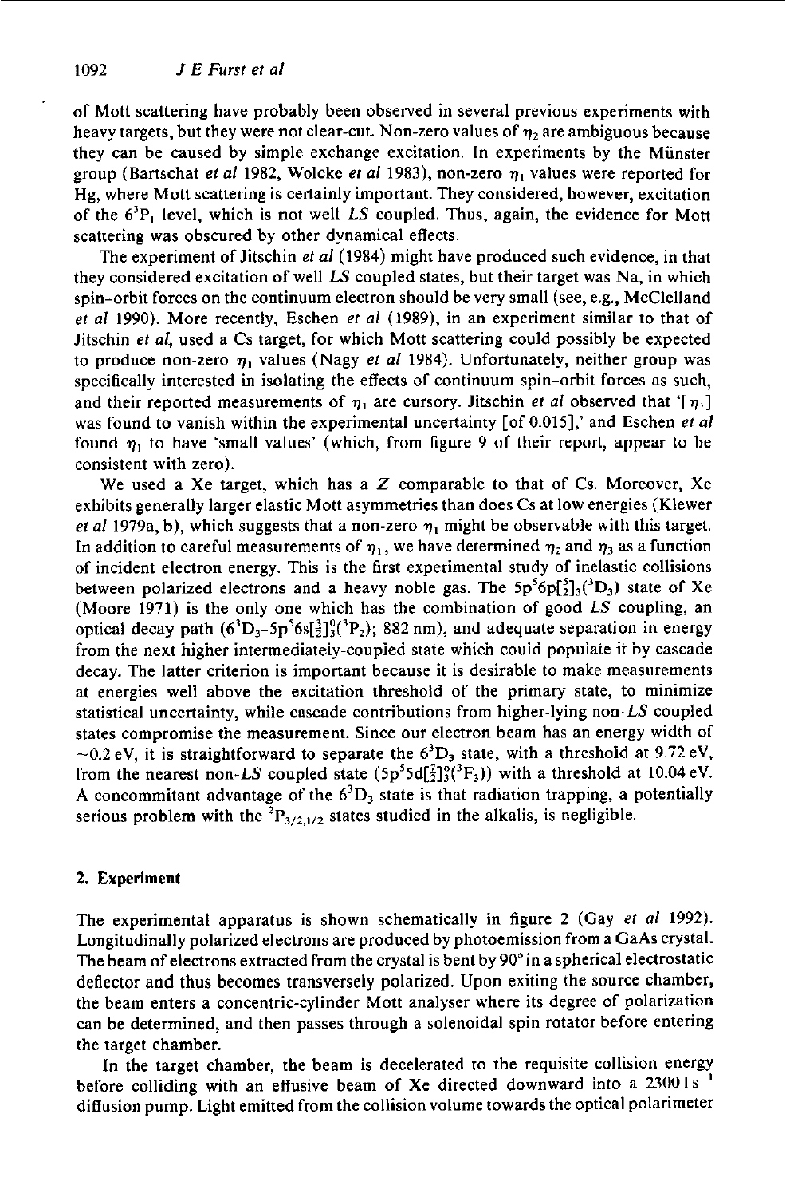of Mott scattering have probably been observed in several previous experiments with heavy targets, but they were not clear-cut. Non-zero values of $\eta_2$ are ambiguous because they can be caused by simple exchange excitation. In experiments by the Münster group (Bartschat *et al* 1982, Wolcke *et al* 1983), non-zero $\eta_1$ values were reported for Hg, where Mott scattering is certainly important. They considered, however, excitation of the $6^3P_1$ level, which is not well *LS* coupled. Thus, again, the evidence for Mott scattering was obscured by other dynamical effects.

The experiment of Jitschin *et al* (1984) might have produced such evidence, in that they considered excitation of well *LS* coupled states, but their target was Na, in which spin-orbit forces on the continuum electron should be very small (see, e.g., McClelland *et al* 1990). More recently, Eschen *et al* (1989), in an experiment similar to that of Jitschin *et al*, used a Cs target, for which Mott scattering could possibly be expected to produce non-zero $\eta_1$ values (Nagy *et al* 1984). Unfortunately, neither group was specifically interested in isolating the effects of continuum spin-orbit forces as such, and their reported measurements of $\eta_1$ are cursory. Jitschin *et al* observed that '[$\eta_1$] was found to vanish within the experimental uncertainty [of 0.015],' and Eschen *et al* found $\eta_1$ to have 'small values' (which, from figure 9 of their report, appear to be consistent with zero).

We used a Xe target, which has a *Z* comparable to that of Cs. Moreover, Xe exhibits generally larger elastic Mott asymmetries than does Cs at low energies (Klewer *et al* 1979a, b), which suggests that a non-zero $\eta_1$ might be observable with this target. In addition to careful measurements of $\eta_1$, we have determined $\eta_2$ and $\eta_3$ as a function of incident electron energy. This is the first experimental study of inelastic collisions between polarized electrons and a heavy noble gas. The $5p^56p[\frac{5}{2}]_3(^3D_3)$ state of Xe (Moore 1971) is the only one which has the combination of good *LS* coupling, an optical decay path ($6^3D_3$-$5p^56s[\frac{3}{2}]^o_2(^3P_2)$; 882 nm), and adequate separation in energy from the next higher intermediately-coupled state which could populate it by cascade decay. The latter criterion is important because it is desirable to make measurements at energies well above the excitation threshold of the primary state, to minimize statistical uncertainty, while cascade contributions from higher-lying non-*LS* coupled states compromise the measurement. Since our electron beam has an energy width of ~0.2 eV, it is straightforward to separate the $6^3D_3$ state, with a threshold at 9.72 eV, from the nearest non-*LS* coupled state ($5p^55d[\frac{7}{2}]^o_3(^3F_3)$) with a threshold at 10.04 eV. A concommitant advantage of the $6^3D_3$ state is that radiation trapping, a potentially serious problem with the $^2P_{3/2,1/2}$ states studied in the alkalis, is negligible.

## 2. Experiment

The experimental apparatus is shown schematically in figure 2 (Gay *et al* 1992). Longitudinally polarized electrons are produced by photoemission from a GaAs crystal. The beam of electrons extracted from the crystal is bent by 90° in a spherical electrostatic deflector and thus becomes transversely polarized. Upon exiting the source chamber, the beam enters a concentric-cylinder Mott analyser where its degree of polarization can be determined, and then passes through a solenoidal spin rotator before entering the target chamber.

In the target chamber, the beam is decelerated to the requisite collision energy before colliding with an effusive beam of Xe directed downward into a $2300\ \mathrm{l\,s^{-1}}$ diffusion pump. Light emitted from the collision volume towards the optical polarimeter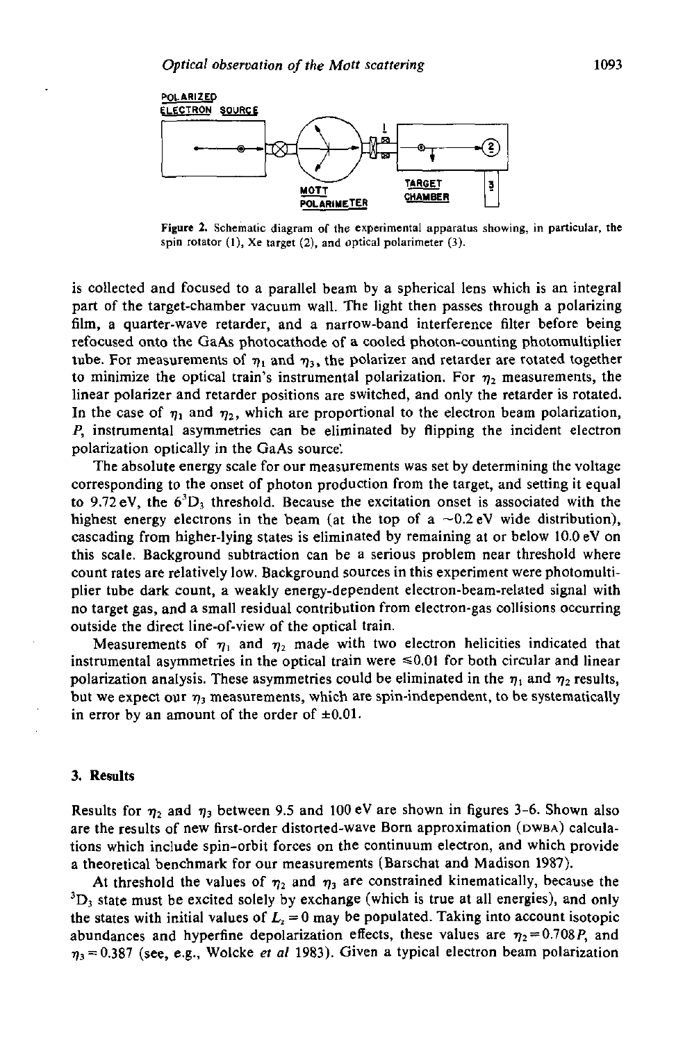Figure 2. Schematic diagram of the experimental apparatus showing, in particular, the spin rotator (1), Xe target (2), and optical polarimeter (3).

is collected and focused to a parallel beam by a spherical lens which is an integral part of the target-chamber vacuum wall. The light then passes through a polarizing film, a quarter-wave retarder, and a narrow-band interference filter before being refocused onto the GaAs photocathode of a cooled photon-counting photomultiplier tube. For measurements of $\eta_1$ and $\eta_3$, the polarizer and retarder are rotated together to minimize the optical train's instrumental polarization. For $\eta_2$ measurements, the linear polarizer and retarder positions are switched, and only the retarder is rotated. In the case of $\eta_1$ and $\eta_2$, which are proportional to the electron beam polarization, $P$, instrumental asymmetries can be eliminated by flipping the incident electron polarization optically in the GaAs source.

The absolute energy scale for our measurements was set by determining the voltage corresponding to the onset of photon production from the target, and setting it equal to 9.72 eV, the $6^3D_3$ threshold. Because the excitation onset is associated with the highest energy electrons in the beam (at the top of a ~0.2 eV wide distribution), cascading from higher-lying states is eliminated by remaining at or below 10.0 eV on this scale. Background subtraction can be a serious problem near threshold where count rates are relatively low. Background sources in this experiment were photomultiplier tube dark count, a weakly energy-dependent electron-beam-related signal with no target gas, and a small residual contribution from electron-gas collisions occurring outside the direct line-of-view of the optical train.

Measurements of $\eta_1$ and $\eta_2$ made with two electron helicities indicated that instrumental asymmetries in the optical train were $\leqslant 0.01$ for both circular and linear polarization analysis. These asymmetries could be eliminated in the $\eta_1$ and $\eta_2$ results, but we expect our $\eta_3$ measurements, which are spin-independent, to be systematically in error by an amount of the order of $\pm 0.01$.

## 3. Results

Results for $\eta_2$ and $\eta_3$ between 9.5 and 100 eV are shown in figures 3-6. Shown also are the results of new first-order distorted-wave Born approximation (DWBA) calculations which include spin-orbit forces on the continuum electron, and which provide a theoretical benchmark for our measurements (Barschat and Madison 1987).

At threshold the values of $\eta_2$ and $\eta_3$ are constrained kinematically, because the $^3D_3$ state must be excited solely by exchange (which is true at all energies), and only the states with initial values of $L_z = 0$ may be populated. Taking into account isotopic abundances and hyperfine depolarization effects, these values are $\eta_2 = 0.708P$, and $\eta_3 = 0.387$ (see, e.g., Wolcke *et al* 1983). Given a typical electron beam polarization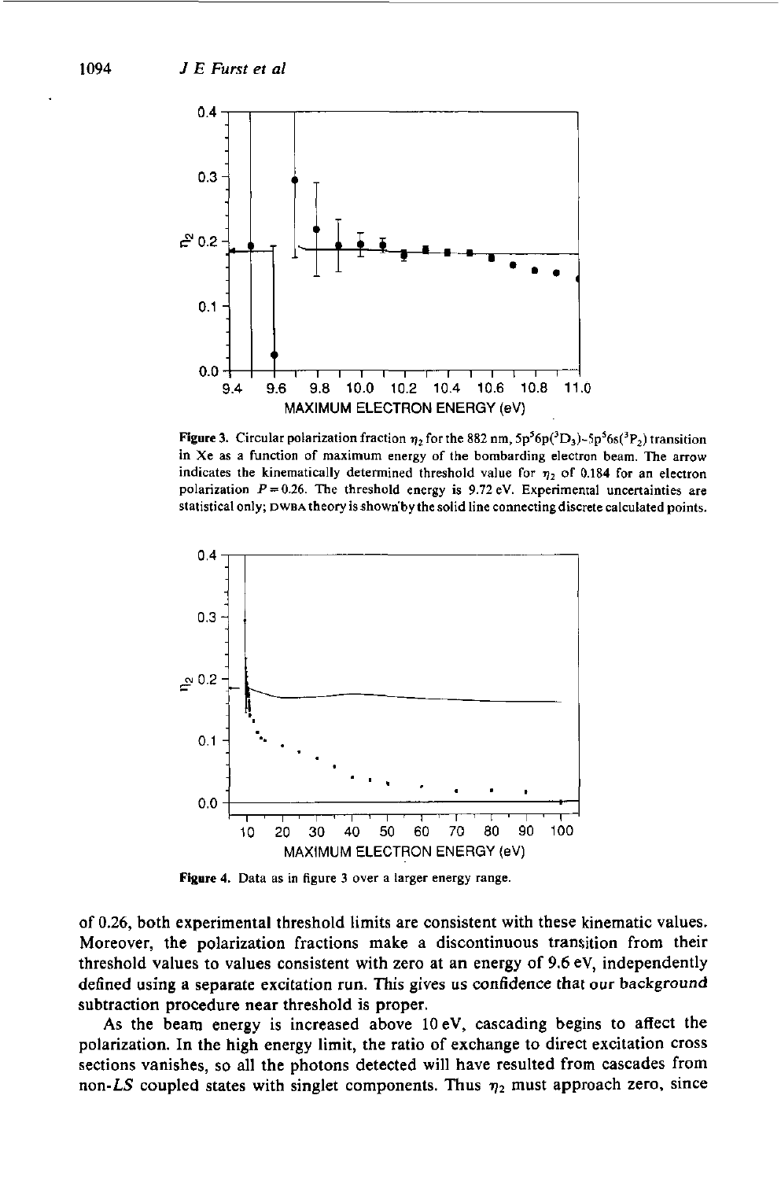Figure 3. Circular polarization fraction $\eta_2$ for the 882 nm, $5p^5 6p(^3D_3)$–$5p^5 6s(^3P_2)$ transition in Xe as a function of maximum energy of the bombarding electron beam. The arrow indicates the kinematically determined threshold value for $\eta_2$ of 0.184 for an electron polarization $P = 0.26$. The threshold energy is 9.72 eV. Experimental uncertainties are statistical only; DWBA theory is shown by the solid line connecting discrete calculated points.

Figure 4. Data as in figure 3 over a larger energy range.

of 0.26, both experimental threshold limits are consistent with these kinematic values. Moreover, the polarization fractions make a discontinuous transition from their threshold values to values consistent with zero at an energy of 9.6 eV, independently defined using a separate excitation run. This gives us confidence that our background subtraction procedure near threshold is proper.

As the beam energy is increased above 10 eV, cascading begins to affect the polarization. In the high energy limit, the ratio of exchange to direct excitation cross sections vanishes, so all the photons detected will have resulted from cascades from non-*LS* coupled states with singlet components. Thus $\eta_2$ must approach zero, since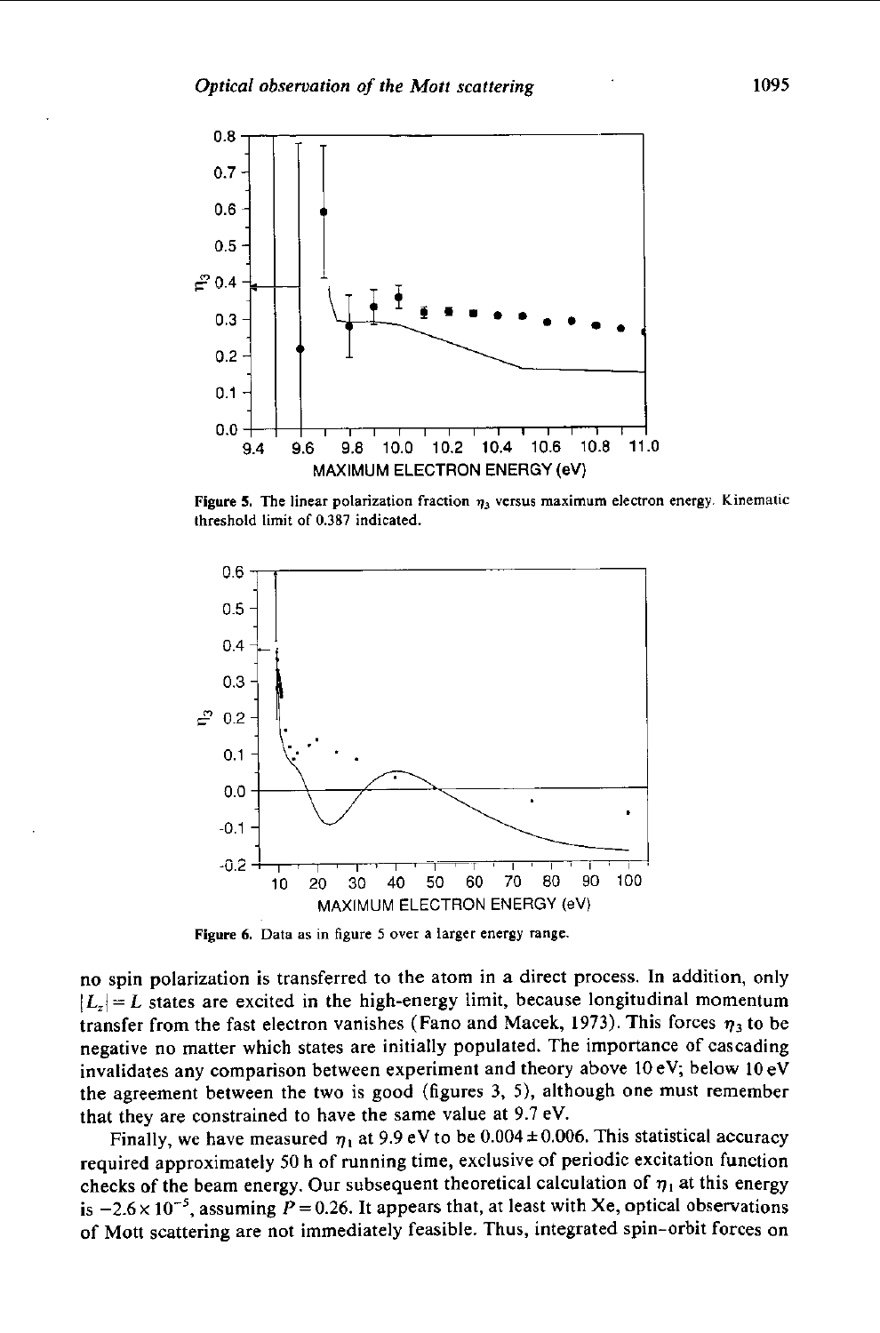**Figure 5.** The linear polarization fraction $\eta_3$ versus maximum electron energy. Kinematic threshold limit of 0.387 indicated.

**Figure 6.** Data as in figure 5 over a larger energy range.

no spin polarization is transferred to the atom in a direct process. In addition, only $|L_z| = L$ states are excited in the high-energy limit, because longitudinal momentum transfer from the fast electron vanishes (Fano and Macek, 1973). This forces $\eta_3$ to be negative no matter which states are initially populated. The importance of cascading invalidates any comparison between experiment and theory above 10 eV; below 10 eV the agreement between the two is good (figures 3, 5), although one must remember that they are constrained to have the same value at 9.7 eV.

Finally, we have measured $\eta_1$ at 9.9 eV to be $0.004 \pm 0.006$. This statistical accuracy required approximately 50 h of running time, exclusive of periodic excitation function checks of the beam energy. Our subsequent theoretical calculation of $\eta_1$ at this energy is $-2.6 \times 10^{-5}$, assuming $P = 0.26$. It appears that, at least with Xe, optical observations of Mott scattering are not immediately feasible. Thus, integrated spin–orbit forces on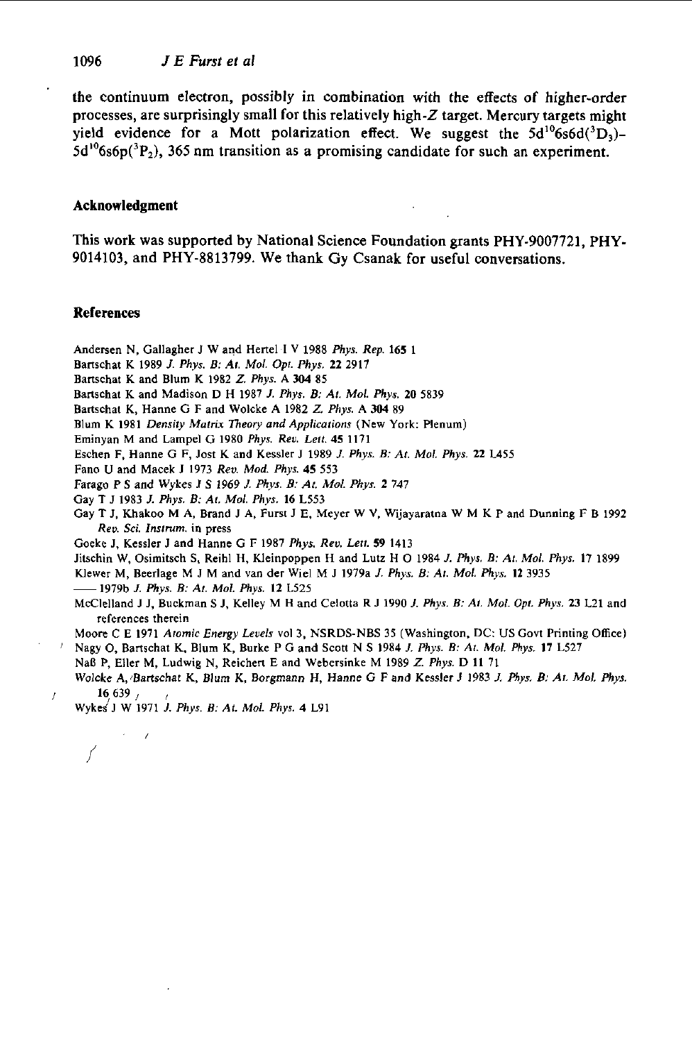the continuum electron, possibly in combination with the effects of higher-order processes, are surprisingly small for this relatively high-$Z$ target. Mercury targets might yield evidence for a Mott polarization effect. We suggest the $5d^{10}6s6d(^3D_3)$-$5d^{10}6s6p(^3P_2)$, 365 nm transition as a promising candidate for such an experiment.

## Acknowledgment

This work was supported by National Science Foundation grants PHY-9007721, PHY-9014103, and PHY-8813799. We thank Gy Csanak for useful conversations.

## References

Andersen N, Gallagher J W and Hertel I V 1988 *Phys. Rep.* **165** 1

Bartschat K 1989 *J. Phys. B: At. Mol. Opt. Phys.* **22** 2917

Bartschat K and Blum K 1982 *Z. Phys.* A **304** 85

Bartschat K and Madison D H 1987 *J. Phys. B: At. Mol. Phys.* **20** 5839

Bartschat K, Hanne G F and Wolcke A 1982 *Z. Phys.* A **304** 89

Blum K 1981 *Density Matrix Theory and Applications* (New York: Plenum)

Eminyan M and Lampel G 1980 *Phys. Rev. Lett.* **45** 1171

Eschen F, Hanne G F, Jost K and Kessler J 1989 *J. Phys. B: At. Mol. Phys.* **22** L455

Fano U and Macek J 1973 *Rev. Mod. Phys.* **45** 553

Farago P S and Wykes J S 1969 *J. Phys. B: At. Mol. Phys.* **2** 747

Gay T J 1983 *J. Phys. B: At. Mol. Phys.* **16** L553

Gay T J, Khakoo M A, Brand J A, Furst J E, Meyer W V, Wijayaratna W M K P and Dunning F B 1992 *Rev. Sci. Instrum.* in press

Goeke J, Kessler J and Hanne G F 1987 *Phys. Rev. Lett.* **59** 1413

Jitschin W, Osimitsch S, Reihl H, Kleinpoppen H and Lutz H O 1984 *J. Phys. B: At. Mol. Phys.* **17** 1899

Klewer M, Beerlage M J M and van der Wiel M J 1979a *J. Phys. B: At. Mol. Phys.* **12** 3935

—— 1979b *J. Phys. B: At. Mol. Phys.* **12** L525

McClelland J J, Buckman S J, Kelley M H and Celotta R J 1990 *J. Phys. B: At. Mol. Opt. Phys.* **23** L21 and references therein

Moore C E 1971 *Atomic Energy Levels* vol 3, NSRDS-NBS 35 (Washington, DC: US Govt Printing Office)

Nagy O, Bartschat K, Blum K, Burke P G and Scott N S 1984 *J. Phys. B: At. Mol. Phys.* **17** L527

Naß P, Eller M, Ludwig N, Reichert E and Webersinke M 1989 *Z. Phys.* D **11** 71

Wolcke A, Bartschat K, Blum K, Borgmann H, Hanne G F and Kessler J 1983 *J. Phys. B: At. Mol. Phys.* **16** 639

Wykes J W 1971 *J. Phys. B: At. Mol. Phys.* **4** L91